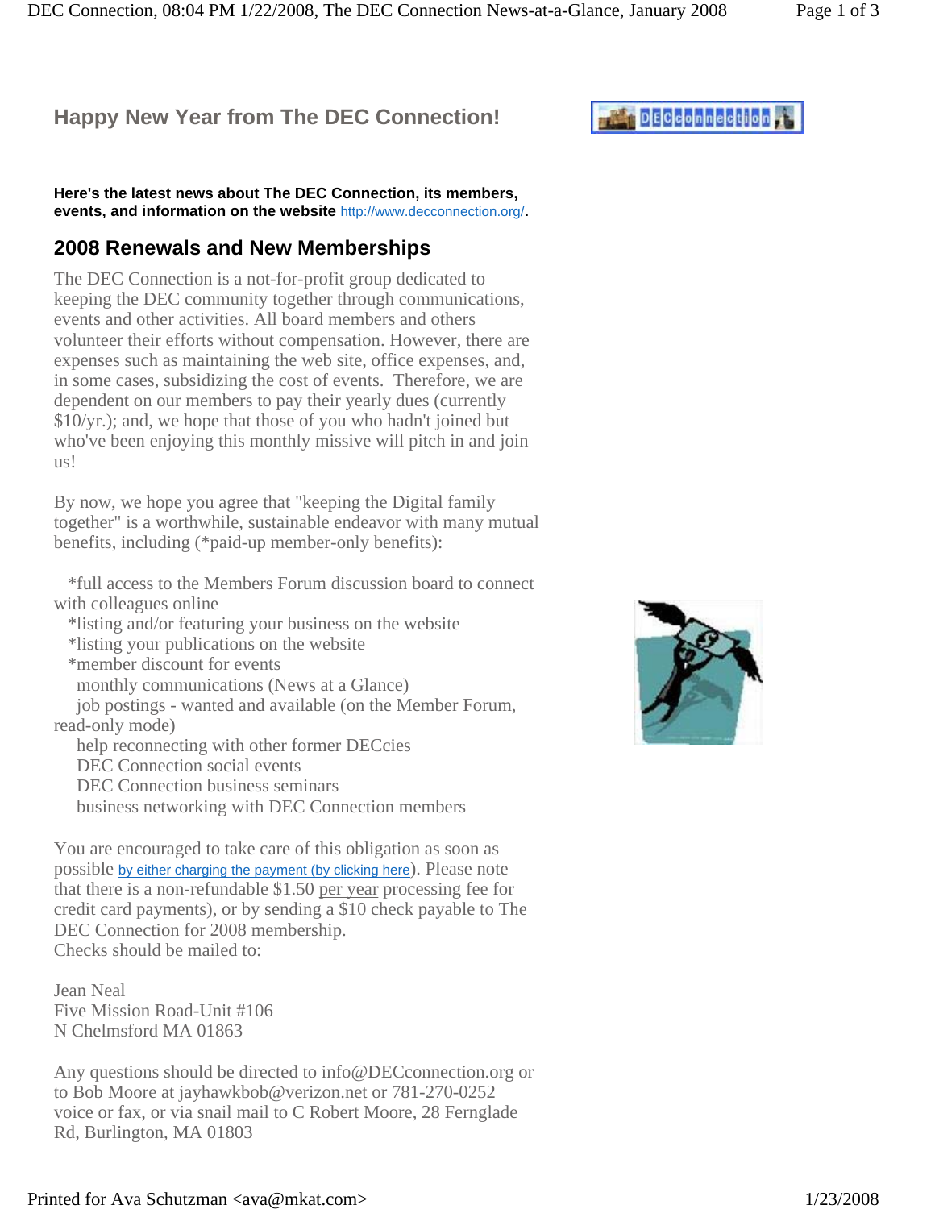# Happy New Year from The DEC Connection!

**Here's the latest news about The DEC Connection, its members, events, and information on the website http://www.decconnection.org/.**

## 2008 Renewals and New Memberships

The DEC Connection is a not-for-profit group dedicated to keeping the DEC community together through communications, events and other activities. All board members and others volunteer their efforts without compensation. However, there are expenses such as maintaining the web site, office expenses, and, in some cases, subsidizing the cost of events. Therefore, we are dependent on our members to pay their yearly dues (currently $10/yr.); and, we hope that those of you who hadn't joined but who've been enjoying this monthly missive will pitch in and join us!

By now, we hope you agree that "keeping the Digital family together" is a worthwhile, sustainable endeavor with many mutual benefits, including (*paid-up member-only benefits):

*full access to the Members Forum discussion board to connect with colleagues online
*listing and/or featuring your business on the website
*listing your publications on the website
*member discount for events
monthly communications (News at a Glance)
job postings - wanted and available (on the Member Forum, read-only mode)
help reconnecting with other former DECcies
DEC Connection social events
DEC Connection business seminars
business networking with DEC Connection members

You are encouraged to take care of this obligation as soon as possible by either charging the payment (by clicking here). Please note that there is a non-refundable $1.50 per year processing fee for credit card payments), or by sending a $10 check payable to The DEC Connection for 2008 membership.
Checks should be mailed to:

Jean Neal
Five Mission Road-Unit #106
N Chelmsford MA 01863

Any questions should be directed to info@DECconnection.org or to Bob Moore at jayhawkbob@verizon.net or 781-270-0252 voice or fax, or via snail mail to C Robert Moore, 28 Fernglade Rd, Burlington, MA 01803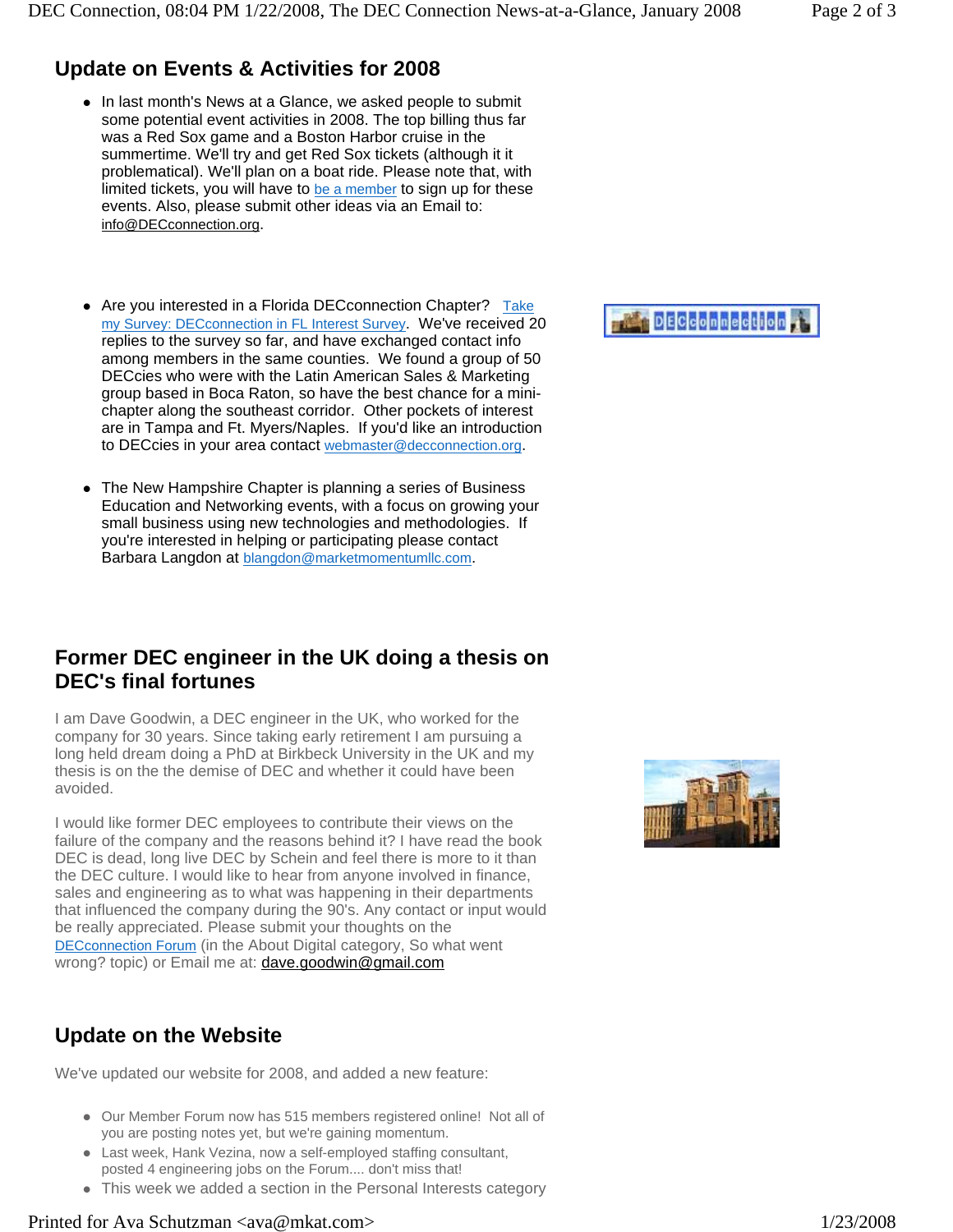## Update on Events & Activities for 2008

- In last month's News at a Glance, we asked people to submit some potential event activities in 2008. The top billing thus far was a Red Sox game and a Boston Harbor cruise in the summertime. We'll try and get Red Sox tickets (although it it problematical). We'll plan on a boat ride. Please note that, with limited tickets, you will have to be a member to sign up for these events. Also, please submit other ideas via an Email to: info@DECconnection.org.

- Are you interested in a Florida DECconnection Chapter? Take my Survey: DECconnection in FL Interest Survey. We've received 20 replies to the survey so far, and have exchanged contact info among members in the same counties. We found a group of 50 DECcies who were with the Latin American Sales & Marketing group based in Boca Raton, so have the best chance for a mini-chapter along the southeast corridor. Other pockets of interest are in Tampa and Ft. Myers/Naples. If you'd like an introduction to DECcies in your area contact webmaster@decconnection.org.

- The New Hampshire Chapter is planning a series of Business Education and Networking events, with a focus on growing your small business using new technologies and methodologies. If you're interested in helping or participating please contact Barbara Langdon at blangdon@marketmomentumllc.com.

## Former DEC engineer in the UK doing a thesis on DEC's final fortunes

I am Dave Goodwin, a DEC engineer in the UK, who worked for the company for 30 years. Since taking early retirement I am pursuing a long held dream doing a PhD at Birkbeck University in the UK and my thesis is on the the demise of DEC and whether it could have been avoided.

I would like former DEC employees to contribute their views on the failure of the company and the reasons behind it? I have read the book DEC is dead, long live DEC by Schein and feel there is more to it than the DEC culture. I would like to hear from anyone involved in finance, sales and engineering as to what was happening in their departments that influenced the company during the 90's. Any contact or input would be really appreciated. Please submit your thoughts on the DECconnection Forum (in the About Digital category, So what went wrong? topic) or Email me at: dave.goodwin@gmail.com

## Update on the Website

We've updated our website for 2008, and added a new feature:

- Our Member Forum now has 515 members registered online! Not all of you are posting notes yet, but we're gaining momentum.
- Last week, Hank Vezina, now a self-employed staffing consultant, posted 4 engineering jobs on the Forum.... don't miss that!
- This week we added a section in the Personal Interests category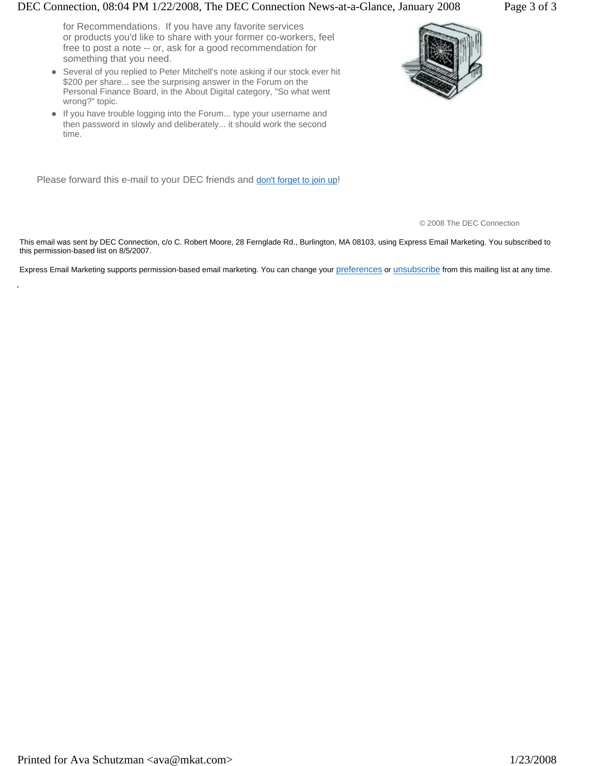for Recommendations. If you have any favorite services or products you'd like to share with your former co-workers, feel free to post a note -- or, ask for a good recommendation for something that you need.

- Several of you replied to Peter Mitchell's note asking if our stock ever hit $200 per share... see the surprising answer in the Forum on the Personal Finance Board, in the About Digital category, "So what went wrong?" topic.
- If you have trouble logging into the Forum... type your username and then password in slowly and deliberately... it should work the second time.

Please forward this e-mail to your DEC friends and don't forget to join up!

© 2008 The DEC Connection

This email was sent by DEC Connection, c/o C. Robert Moore, 28 Fernglade Rd., Burlington, MA 08103, using Express Email Marketing. You subscribed to this permission-based list on 8/5/2007.

Express Email Marketing supports permission-based email marketing. You can change your preferences or unsubscribe from this mailing list at any time.